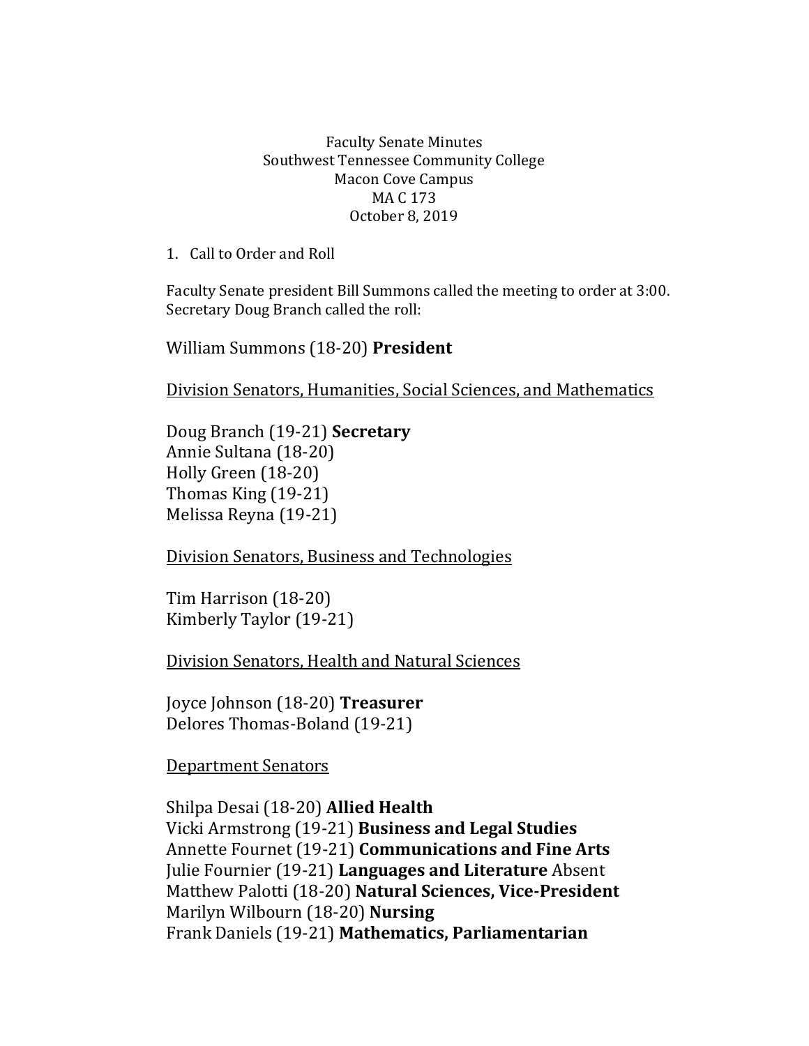Faculty Senate Minutes
Southwest Tennessee Community College
Macon Cove Campus
MA C 173
October 8, 2019

1. Call to Order and Roll

Faculty Senate president Bill Summons called the meeting to order at 3:00. Secretary Doug Branch called the roll:

William Summons (18-20) **President**

Division Senators, Humanities, Social Sciences, and Mathematics

Doug Branch (19-21) **Secretary**
Annie Sultana (18-20)
Holly Green (18-20)
Thomas King (19-21)
Melissa Reyna (19-21)

Division Senators, Business and Technologies

Tim Harrison (18-20)
Kimberly Taylor (19-21)

Division Senators, Health and Natural Sciences

Joyce Johnson (18-20) **Treasurer**
Delores Thomas-Boland (19-21)

Department Senators

Shilpa Desai (18-20) **Allied Health**
Vicki Armstrong (19-21) **Business and Legal Studies**
Annette Fournet (19-21) **Communications and Fine Arts**
Julie Fournier (19-21) **Languages and Literature** Absent
Matthew Palotti (18-20) **Natural Sciences, Vice-President**
Marilyn Wilbourn (18-20) **Nursing**
Frank Daniels (19-21) **Mathematics, Parliamentarian**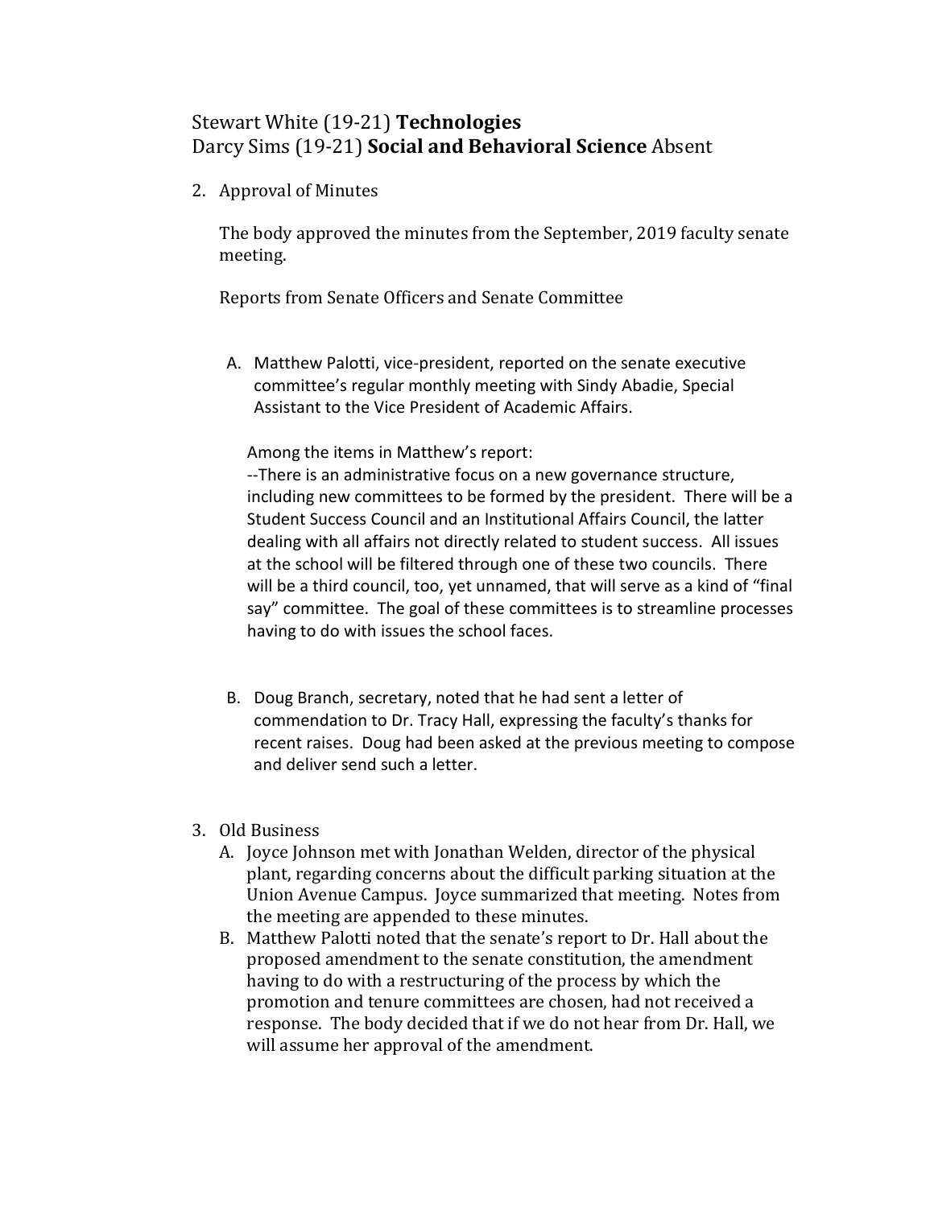Stewart White (19-21) **Technologies**
Darcy Sims (19-21) **Social and Behavioral Science** Absent

2. Approval of Minutes

   The body approved the minutes from the September, 2019 faculty senate meeting.

   Reports from Senate Officers and Senate Committee

   A. Matthew Palotti, vice-president, reported on the senate executive committee's regular monthly meeting with Sindy Abadie, Special Assistant to the Vice President of Academic Affairs.

      Among the items in Matthew's report:
      --There is an administrative focus on a new governance structure, including new committees to be formed by the president. There will be a Student Success Council and an Institutional Affairs Council, the latter dealing with all affairs not directly related to student success. All issues at the school will be filtered through one of these two councils. There will be a third council, too, yet unnamed, that will serve as a kind of "final say" committee. The goal of these committees is to streamline processes having to do with issues the school faces.

   B. Doug Branch, secretary, noted that he had sent a letter of commendation to Dr. Tracy Hall, expressing the faculty's thanks for recent raises. Doug had been asked at the previous meeting to compose and deliver send such a letter.

3. Old Business
   A. Joyce Johnson met with Jonathan Welden, director of the physical plant, regarding concerns about the difficult parking situation at the Union Avenue Campus. Joyce summarized that meeting. Notes from the meeting are appended to these minutes.
   B. Matthew Palotti noted that the senate's report to Dr. Hall about the proposed amendment to the senate constitution, the amendment having to do with a restructuring of the process by which the promotion and tenure committees are chosen, had not received a response. The body decided that if we do not hear from Dr. Hall, we will assume her approval of the amendment.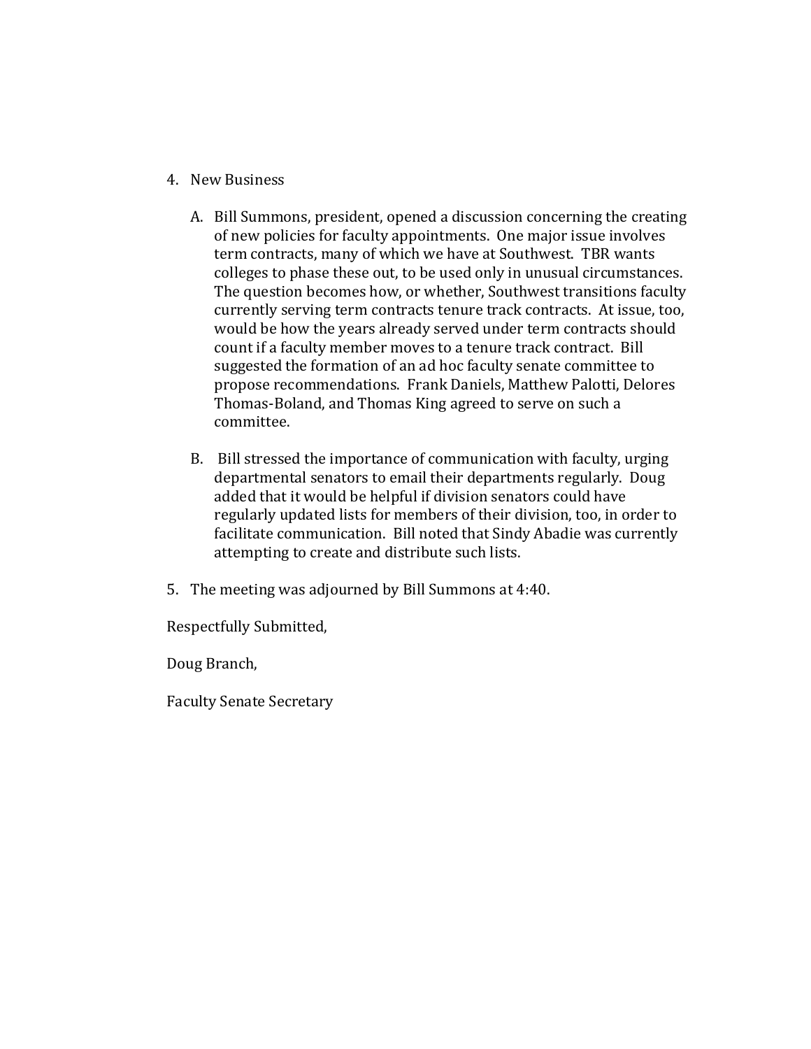4. New Business

   A. Bill Summons, president, opened a discussion concerning the creating of new policies for faculty appointments. One major issue involves term contracts, many of which we have at Southwest. TBR wants colleges to phase these out, to be used only in unusual circumstances. The question becomes how, or whether, Southwest transitions faculty currently serving term contracts tenure track contracts. At issue, too, would be how the years already served under term contracts should count if a faculty member moves to a tenure track contract. Bill suggested the formation of an ad hoc faculty senate committee to propose recommendations. Frank Daniels, Matthew Palotti, Delores Thomas-Boland, and Thomas King agreed to serve on such a committee.

   B. Bill stressed the importance of communication with faculty, urging departmental senators to email their departments regularly. Doug added that it would be helpful if division senators could have regularly updated lists for members of their division, too, in order to facilitate communication. Bill noted that Sindy Abadie was currently attempting to create and distribute such lists.

5. The meeting was adjourned by Bill Summons at 4:40.

Respectfully Submitted,

Doug Branch,

Faculty Senate Secretary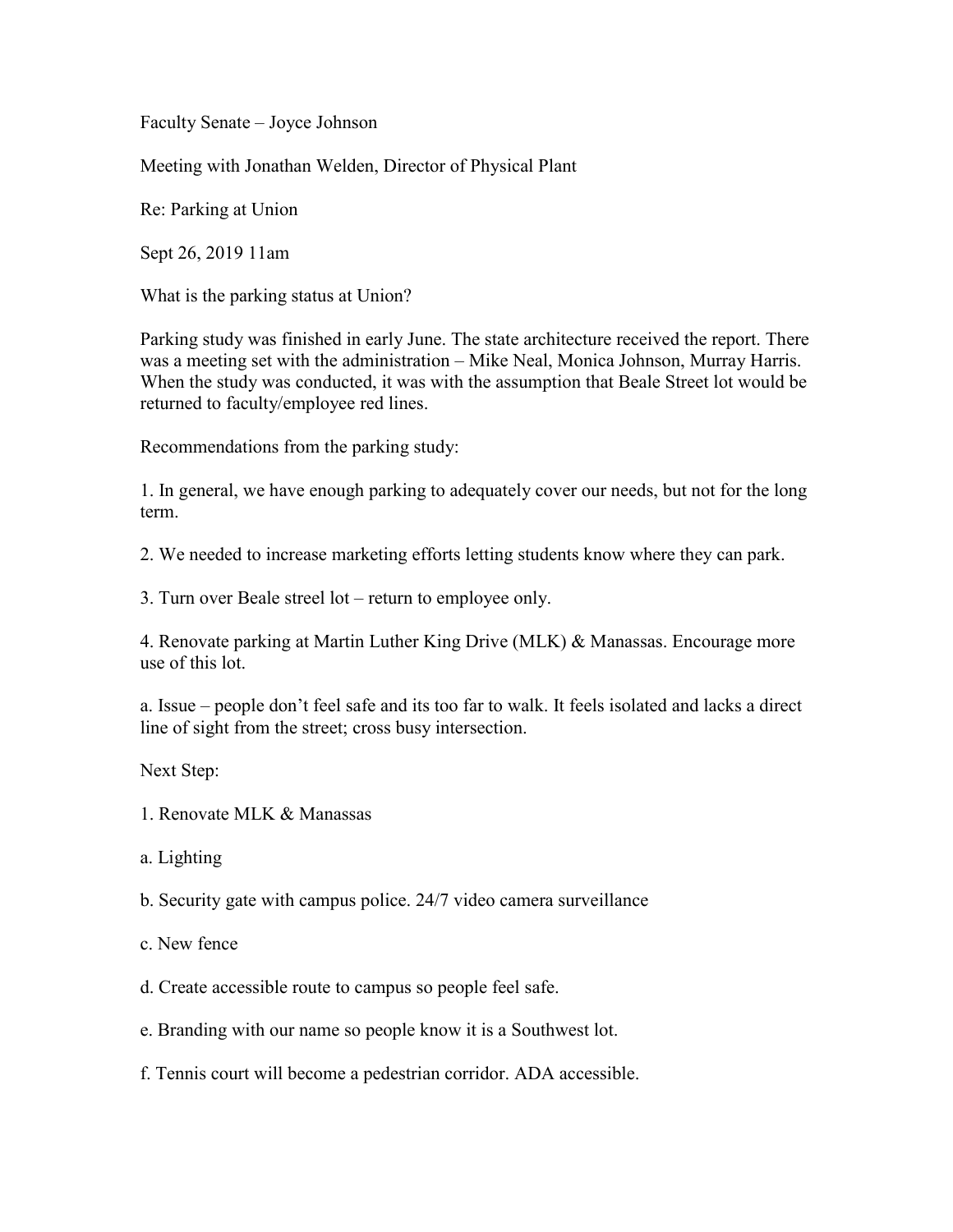Faculty Senate – Joyce Johnson

Meeting with Jonathan Welden, Director of Physical Plant

Re: Parking at Union

Sept 26, 2019 11am

What is the parking status at Union?

Parking study was finished in early June. The state architecture received the report. There was a meeting set with the administration – Mike Neal, Monica Johnson, Murray Harris. When the study was conducted, it was with the assumption that Beale Street lot would be returned to faculty/employee red lines.

Recommendations from the parking study:

1. In general, we have enough parking to adequately cover our needs, but not for the long term.

2. We needed to increase marketing efforts letting students know where they can park.

3. Turn over Beale streel lot – return to employee only.

4. Renovate parking at Martin Luther King Drive (MLK) & Manassas. Encourage more use of this lot.

a. Issue – people don't feel safe and its too far to walk. It feels isolated and lacks a direct line of sight from the street; cross busy intersection.

Next Step:

1. Renovate MLK & Manassas

a. Lighting

b. Security gate with campus police. 24/7 video camera surveillance

c. New fence

d. Create accessible route to campus so people feel safe.

e. Branding with our name so people know it is a Southwest lot.

f. Tennis court will become a pedestrian corridor. ADA accessible.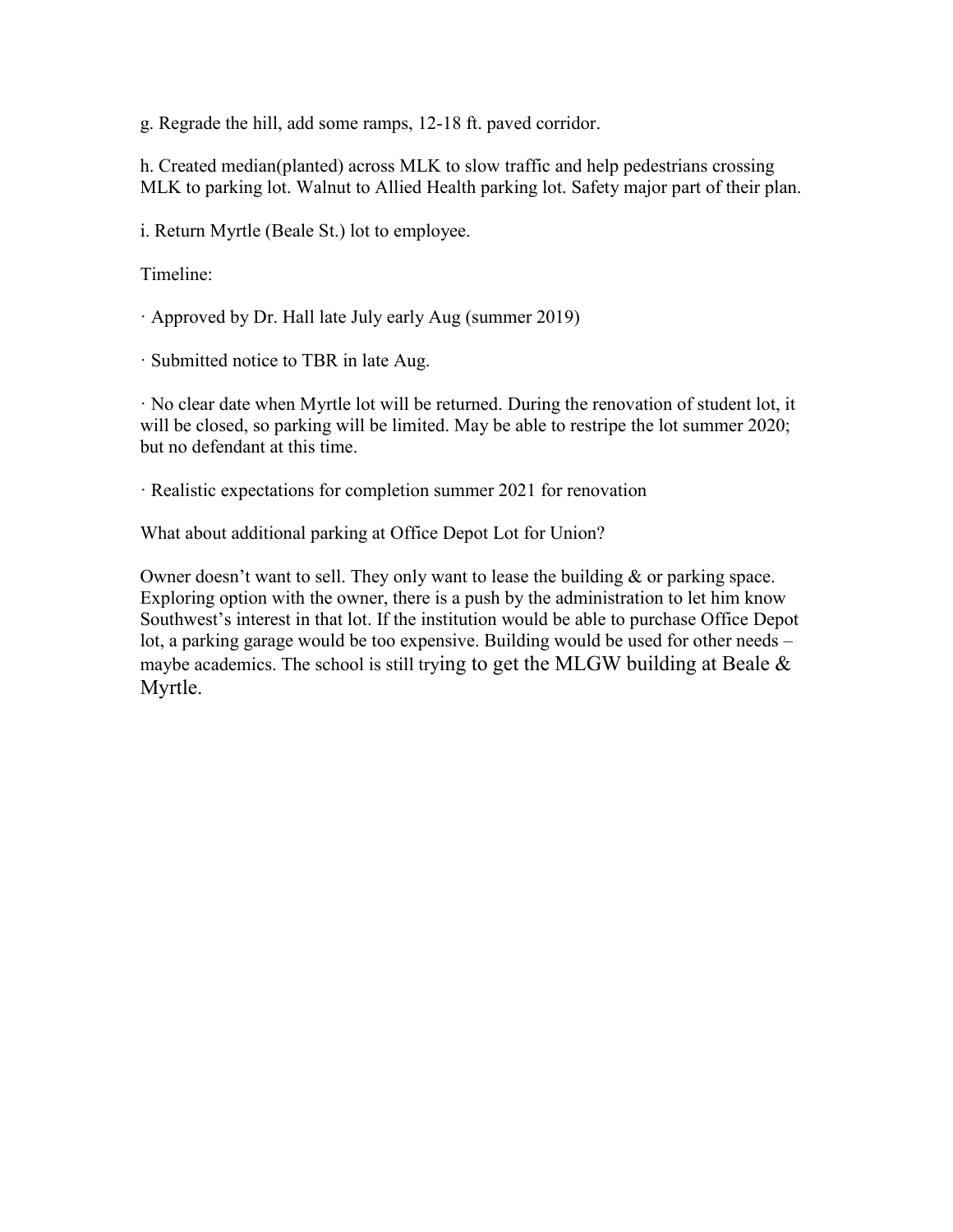g. Regrade the hill, add some ramps, 12-18 ft. paved corridor.

h. Created median(planted) across MLK to slow traffic and help pedestrians crossing MLK to parking lot. Walnut to Allied Health parking lot. Safety major part of their plan.

i. Return Myrtle (Beale St.) lot to employee.

Timeline:

· Approved by Dr. Hall late July early Aug (summer 2019)

· Submitted notice to TBR in late Aug.

· No clear date when Myrtle lot will be returned. During the renovation of student lot, it will be closed, so parking will be limited. May be able to restripe the lot summer 2020; but no defendant at this time.

· Realistic expectations for completion summer 2021 for renovation

What about additional parking at Office Depot Lot for Union?

Owner doesn't want to sell. They only want to lease the building & or parking space. Exploring option with the owner, there is a push by the administration to let him know Southwest's interest in that lot. If the institution would be able to purchase Office Depot lot, a parking garage would be too expensive. Building would be used for other needs – maybe academics. The school is still trying to get the MLGW building at Beale & Myrtle.